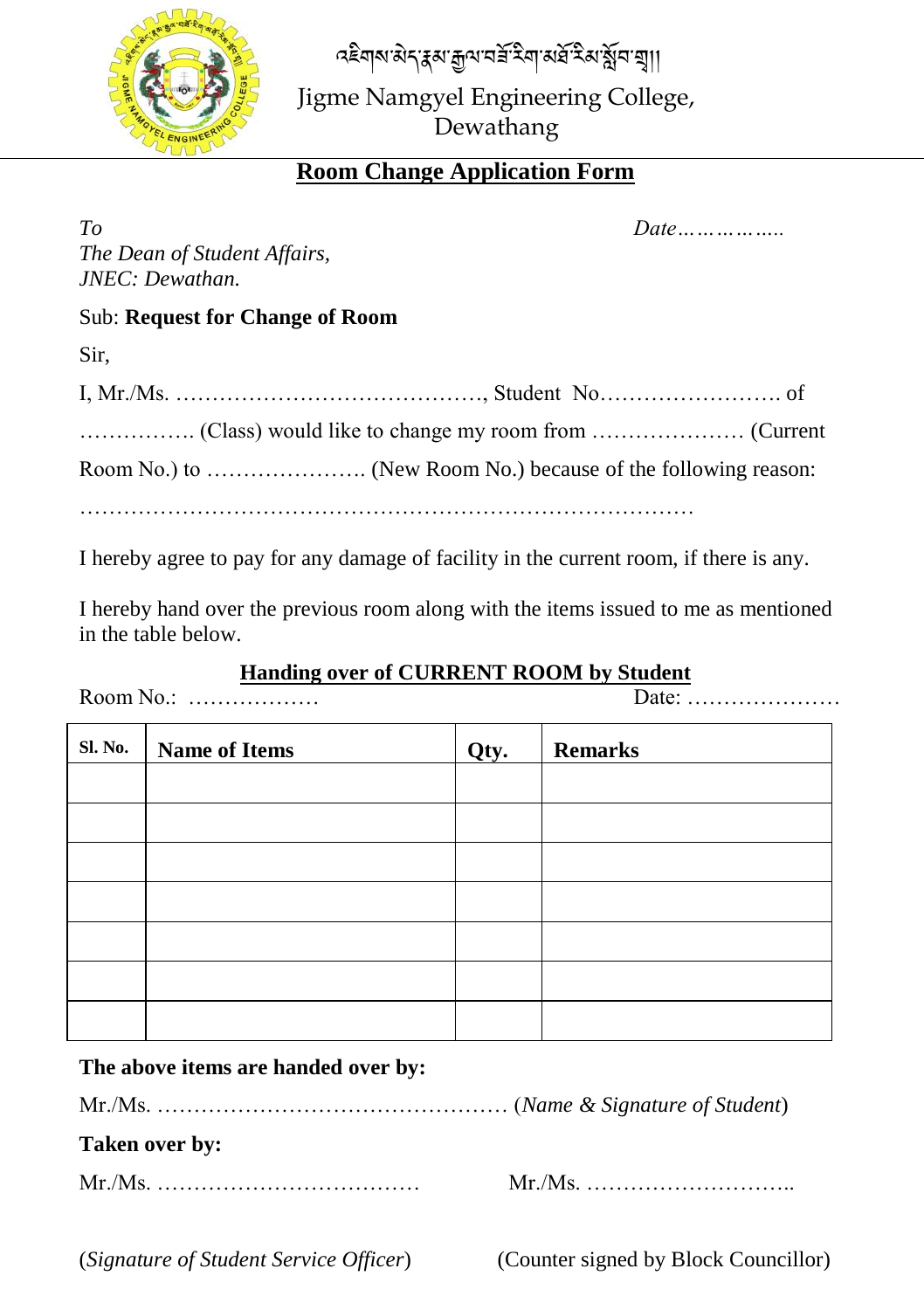འཇིགས་མེད་རྣམ་རྒྱལ་བཟོ་རིག་མཐོ་རིམ་སློབ་གྲྭ།།

Jigme Namgyel Engineering College,
Dewathang

# Room Change Application Form

*To* *Date……………..*

*The Dean of Student Affairs,*
*JNEC: Dewathan.*

Sub: **Request for Change of Room**

Sir,

I, Mr./Ms. ……………………………………, Student No……………………. of ……………. (Class) would like to change my room from ………………… (Current Room No.) to …………………. (New Room No.) because of the following reason:

………………………………………………………………………

I hereby agree to pay for any damage of facility in the current room, if there is any.

I hereby hand over the previous room along with the items issued to me as mentioned in the table below.

## Handing over of CURRENT ROOM by Student

Room No.: ……………… Date: …………………

| Sl. No. | Name of Items | Qty. | Remarks |
|---|---|---|---|
| | | | |
| | | | |
| | | | |
| | | | |
| | | | |
| | | | |
| | | | |

**The above items are handed over by:**

Mr./Ms. ………………………………………… (*Name & Signature of Student*)

**Taken over by:**

Mr./Ms. ……………………………… Mr./Ms. ………………………..

(*Signature of Student Service Officer*) (Counter signed by Block Councillor)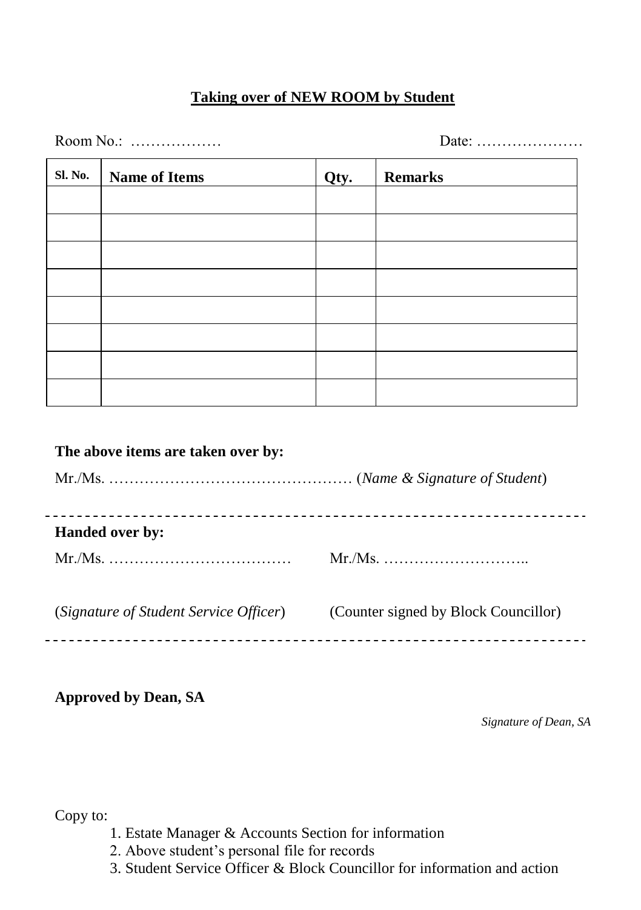**Taking over of NEW ROOM by Student**

Room No.: ………………                                        Date: …………………

| Sl. No. | Name of Items | Qty. | Remarks |
|---|---|---|---|
| | | | |
| | | | |
| | | | |
| | | | |
| | | | |
| | | | |
| | | | |
| | | | |

**The above items are taken over by:**

Mr./Ms. ………………………………………… (*Name & Signature of Student*)

---

**Handed over by:**

Mr./Ms. ………………………………          Mr./Ms. ………………………..

(*Signature of Student Service Officer*)          (Counter signed by Block Councillor)

---

**Approved by Dean, SA**

*Signature of Dean, SA*

Copy to:

1. Estate Manager & Accounts Section for information
2. Above student's personal file for records
3. Student Service Officer & Block Councillor for information and action